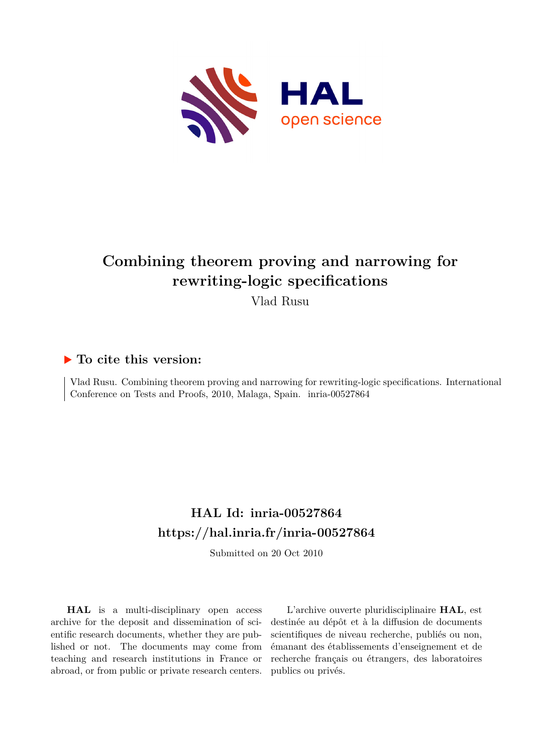# Combining theorem proving and narrowing for rewriting-logic specifications

Vlad Rusu

### ▶ To cite this version:

Vlad Rusu. Combining theorem proving and narrowing for rewriting-logic specifications. International Conference on Tests and Proofs, 2010, Malaga, Spain. inria-00527864

## HAL Id: inria-00527864

## https://hal.inria.fr/inria-00527864

Submitted on 20 Oct 2010

**HAL** is a multi-disciplinary open access archive for the deposit and dissemination of scientific research documents, whether they are published or not. The documents may come from teaching and research institutions in France or abroad, or from public or private research centers.

L'archive ouverte pluridisciplinaire **HAL**, est destinée au dépôt et à la diffusion de documents scientifiques de niveau recherche, publiés ou non, émanant des établissements d'enseignement et de recherche français ou étrangers, des laboratoires publics ou privés.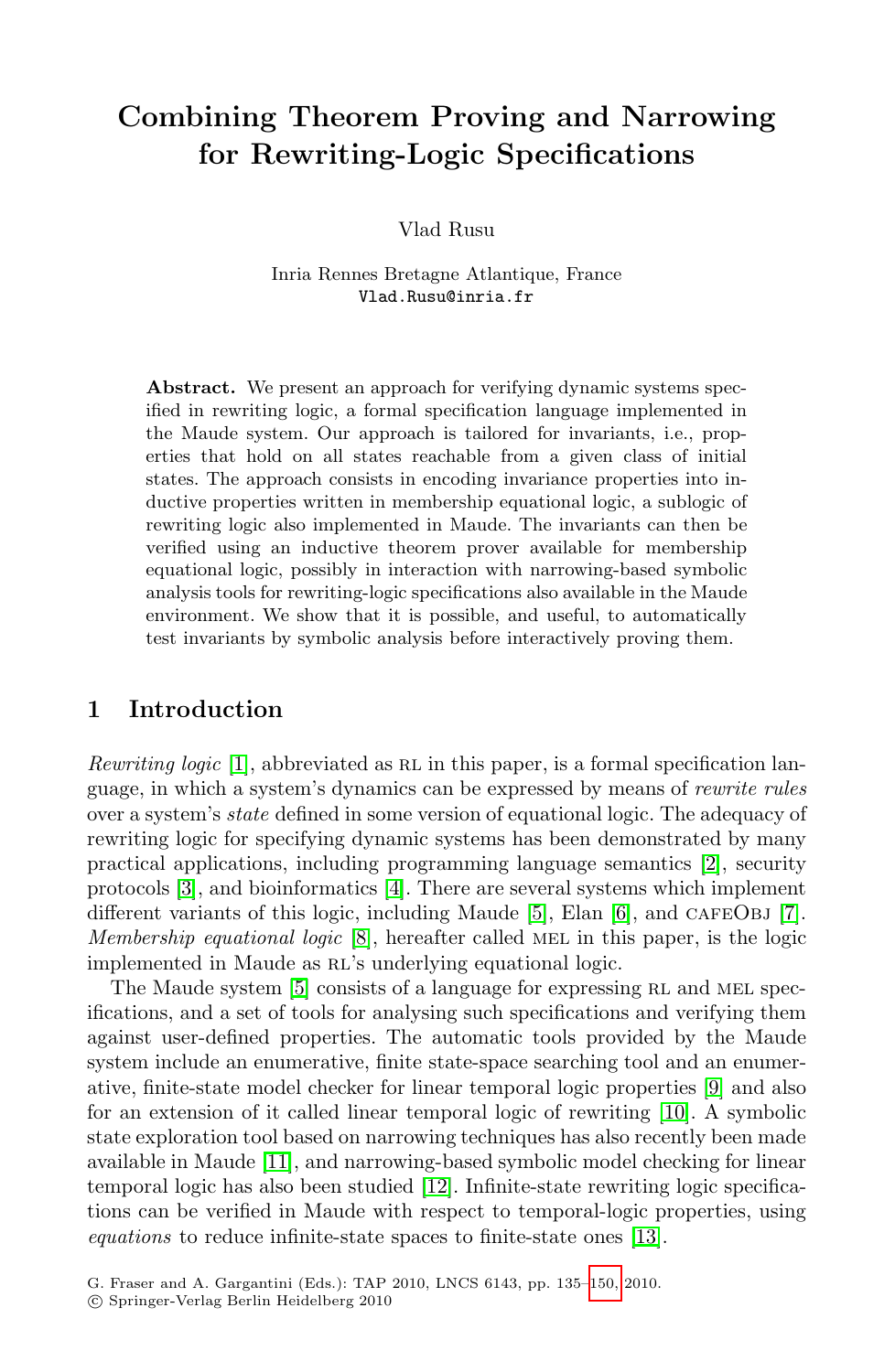# Combining Theorem Proving and Narrowing for Rewriting-Logic Specifications

Vlad Rusu

Inria Rennes Bretagne Atlantique, France
Vlad.Rusu@inria.fr

**Abstract.** We present an approach for verifying dynamic systems specified in rewriting logic, a formal specification language implemented in the Maude system. Our approach is tailored for invariants, i.e., properties that hold on all states reachable from a given class of initial states. The approach consists in encoding invariance properties into inductive properties written in membership equational logic, a sublogic of rewriting logic also implemented in Maude. The invariants can then be verified using an inductive theorem prover available for membership equational logic, possibly in interaction with narrowing-based symbolic analysis tools for rewriting-logic specifications also available in the Maude environment. We show that it is possible, and useful, to automatically test invariants by symbolic analysis before interactively proving them.

## 1 Introduction

*Rewriting logic* [1], abbreviated as RL in this paper, is a formal specification language, in which a system's dynamics can be expressed by means of *rewrite rules* over a system's *state* defined in some version of equational logic. The adequacy of rewriting logic for specifying dynamic systems has been demonstrated by many practical applications, including programming language semantics [2], security protocols [3], and bioinformatics [4]. There are several systems which implement different variants of this logic, including Maude [5], Elan [6], and CAFEOBJ [7]. *Membership equational logic* [8], hereafter called MEL in this paper, is the logic implemented in Maude as RL's underlying equational logic.

The Maude system [5] consists of a language for expressing RL and MEL specifications, and a set of tools for analysing such specifications and verifying them against user-defined properties. The automatic tools provided by the Maude system include an enumerative, finite state-space searching tool and an enumerative, finite-state model checker for linear temporal logic properties [9] and also for an extension of it called linear temporal logic of rewriting [10]. A symbolic state exploration tool based on narrowing techniques has also recently been made available in Maude [11], and narrowing-based symbolic model checking for linear temporal logic has also been studied [12]. Infinite-state rewriting logic specifications can be verified in Maude with respect to temporal-logic properties, using *equations* to reduce infinite-state spaces to finite-state ones [13].

G. Fraser and A. Gargantini (Eds.): TAP 2010, LNCS 6143, pp. 135–150, 2010.
© Springer-Verlag Berlin Heidelberg 2010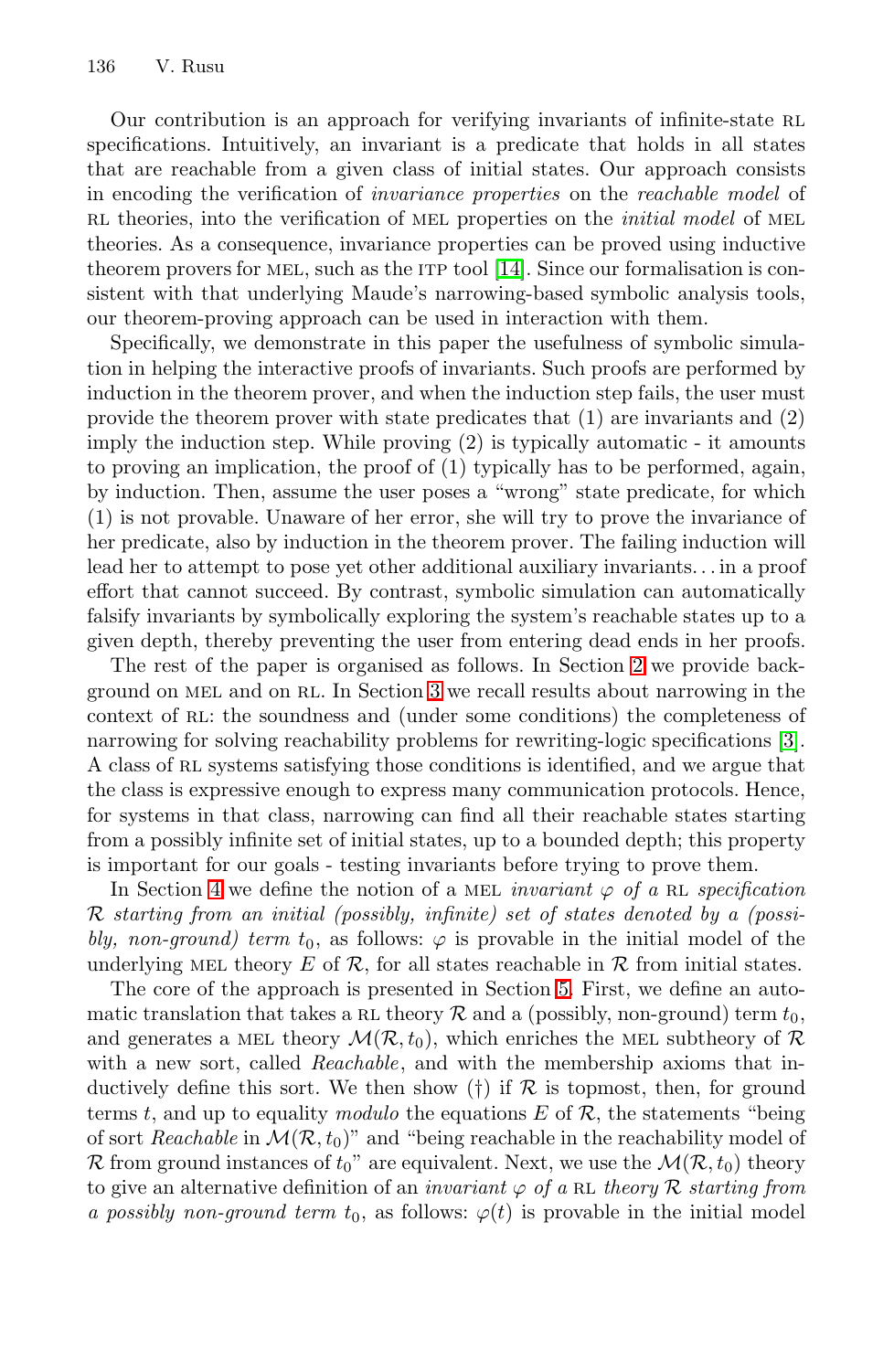Our contribution is an approach for verifying invariants of infinite-state RL specifications. Intuitively, an invariant is a predicate that holds in all states that are reachable from a given class of initial states. Our approach consists in encoding the verification of *invariance properties* on the *reachable model* of RL theories, into the verification of MEL properties on the *initial model* of MEL theories. As a consequence, invariance properties can be proved using inductive theorem provers for MEL, such as the ITP tool [14]. Since our formalisation is consistent with that underlying Maude's narrowing-based symbolic analysis tools, our theorem-proving approach can be used in interaction with them.

Specifically, we demonstrate in this paper the usefulness of symbolic simulation in helping the interactive proofs of invariants. Such proofs are performed by induction in the theorem prover, and when the induction step fails, the user must provide the theorem prover with state predicates that (1) are invariants and (2) imply the induction step. While proving (2) is typically automatic - it amounts to proving an implication, the proof of (1) typically has to be performed, again, by induction. Then, assume the user poses a "wrong" state predicate, for which (1) is not provable. Unaware of her error, she will try to prove the invariance of her predicate, also by induction in the theorem prover. The failing induction will lead her to attempt to pose yet other additional auxiliary invariants. . . in a proof effort that cannot succeed. By contrast, symbolic simulation can automatically falsify invariants by symbolically exploring the system's reachable states up to a given depth, thereby preventing the user from entering dead ends in her proofs.

The rest of the paper is organised as follows. In Section 2 we provide background on MEL and on RL. In Section 3 we recall results about narrowing in the context of RL: the soundness and (under some conditions) the completeness of narrowing for solving reachability problems for rewriting-logic specifications [3]. A class of RL systems satisfying those conditions is identified, and we argue that the class is expressive enough to express many communication protocols. Hence, for systems in that class, narrowing can find all their reachable states starting from a possibly infinite set of initial states, up to a bounded depth; this property is important for our goals - testing invariants before trying to prove them.

In Section 4 we define the notion of a MEL *invariant* $\varphi$ *of a* RL *specification* $\mathcal{R}$ *starting from an initial (possibly, infinite) set of states denoted by a (possibly, non-ground) term* $t_0$, as follows: $\varphi$ is provable in the initial model of the underlying MEL theory $E$ of $\mathcal{R}$, for all states reachable in $\mathcal{R}$ from initial states.

The core of the approach is presented in Section 5. First, we define an automatic translation that takes a RL theory $\mathcal{R}$ and a (possibly, non-ground) term $t_0$, and generates a MEL theory $\mathcal{M}(\mathcal{R}, t_0)$, which enriches the MEL subtheory of $\mathcal{R}$ with a new sort, called *Reachable*, and with the membership axioms that inductively define this sort. We then show (†) if $\mathcal{R}$ is topmost, then, for ground terms $t$, and up to equality *modulo* the equations $E$ of $\mathcal{R}$, the statements "being of sort *Reachable* in $\mathcal{M}(\mathcal{R}, t_0)$" and "being reachable in the reachability model of $\mathcal{R}$ from ground instances of $t_0$" are equivalent. Next, we use the $\mathcal{M}(\mathcal{R}, t_0)$ theory to give an alternative definition of an *invariant* $\varphi$ *of a* RL *theory* $\mathcal{R}$ *starting from a possibly non-ground term* $t_0$, as follows: $\varphi(t)$ is provable in the initial model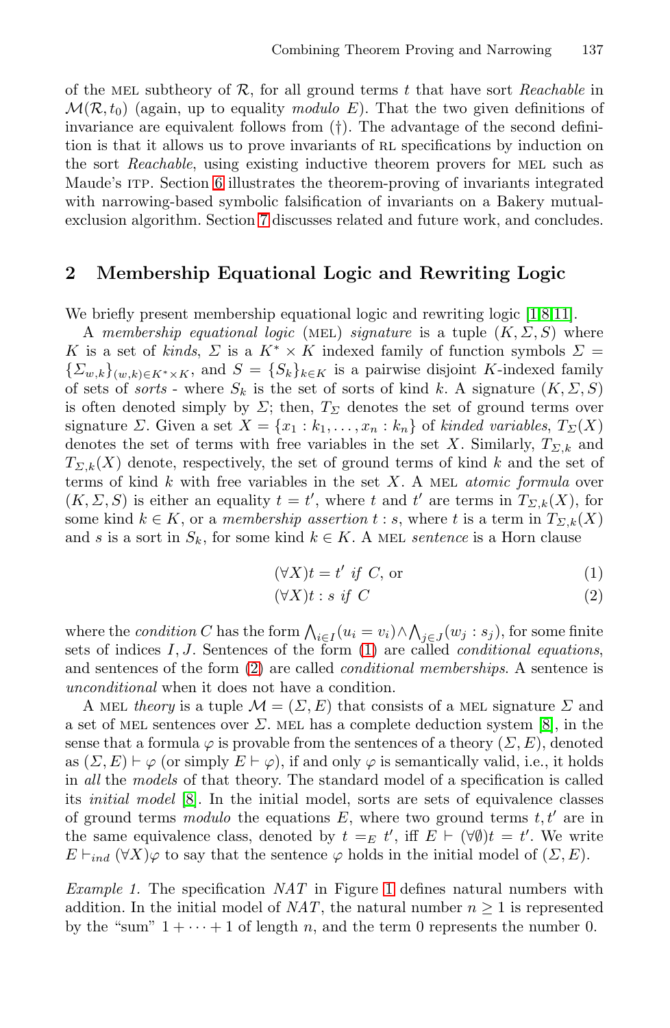of the MEL subtheory of $\mathcal{R}$, for all ground terms $t$ that have sort *Reachable* in $\mathcal{M}(\mathcal{R}, t_0)$ (again, up to equality *modulo* $E$). That the two given definitions of invariance are equivalent follows from (†). The advantage of the second definition is that it allows us to prove invariants of RL specifications by induction on the sort *Reachable*, using existing inductive theorem provers for MEL such as Maude's ITP. Section 6 illustrates the theorem-proving of invariants integrated with narrowing-based symbolic falsification of invariants on a Bakery mutual-exclusion algorithm. Section 7 discusses related and future work, and concludes.

## 2 Membership Equational Logic and Rewriting Logic

We briefly present membership equational logic and rewriting logic [1,8,11].

A *membership equational logic* (MEL) *signature* is a tuple $(K, \Sigma, S)$ where $K$ is a set of *kinds*, $\Sigma$ is a $K^* \times K$ indexed family of function symbols $\Sigma = \{\Sigma_{w,k}\}_{(w,k) \in K^* \times K}$, and $S = \{S_k\}_{k \in K}$ is a pairwise disjoint $K$-indexed family of sets of *sorts* - where $S_k$ is the set of sorts of kind $k$. A signature $(K, \Sigma, S)$ is often denoted simply by $\Sigma$; then, $T_\Sigma$ denotes the set of ground terms over signature $\Sigma$. Given a set $X = \{x_1 : k_1, \ldots, x_n : k_n\}$ of *kinded variables*, $T_\Sigma(X)$ denotes the set of terms with free variables in the set $X$. Similarly, $T_{\Sigma,k}$ and $T_{\Sigma,k}(X)$ denote, respectively, the set of ground terms of kind $k$ and the set of terms of kind $k$ with free variables in the set $X$. A MEL *atomic formula* over $(K, \Sigma, S)$ is either an equality $t = t'$, where $t$ and $t'$ are terms in $T_{\Sigma,k}(X)$, for some kind $k \in K$, or a *membership assertion* $t : s$, where $t$ is a term in $T_{\Sigma,k}(X)$ and $s$ is a sort in $S_k$, for some kind $k \in K$. A MEL *sentence* is a Horn clause

$$(\forall X) t = t' \text{ } if \text{ } C, \text{ or} \tag{1}$$

$$(\forall X) t : s \text{ } if \text{ } C \tag{2}$$

where the *condition* $C$ has the form $\bigwedge_{i \in I}(u_i = v_i) \wedge \bigwedge_{j \in J}(w_j : s_j)$, for some finite sets of indices $I, J$. Sentences of the form (1) are called *conditional equations*, and sentences of the form (2) are called *conditional memberships*. A sentence is *unconditional* when it does not have a condition.

A MEL *theory* is a tuple $\mathcal{M} = (\Sigma, E)$ that consists of a MEL signature $\Sigma$ and a set of MEL sentences over $\Sigma$. MEL has a complete deduction system [8], in the sense that a formula $\varphi$ is provable from the sentences of a theory $(\Sigma, E)$, denoted as $(\Sigma, E) \vdash \varphi$ (or simply $E \vdash \varphi$), if and only $\varphi$ is semantically valid, i.e., it holds in *all* the *models* of that theory. The standard model of a specification is called its *initial model* [8]. In the initial model, sorts are sets of equivalence classes of ground terms *modulo* the equations $E$, where two ground terms $t, t'$ are in the same equivalence class, denoted by $t =_E t'$, iff $E \vdash (\forall \emptyset) t = t'$. We write $E \vdash_{ind} (\forall X)\varphi$ to say that the sentence $\varphi$ holds in the initial model of $(\Sigma, E)$.

*Example 1.* The specification *NAT* in Figure 1 defines natural numbers with addition. In the initial model of *NAT*, the natural number $n \geq 1$ is represented by the "sum" $1 + \cdots + 1$ of length $n$, and the term $0$ represents the number $0$.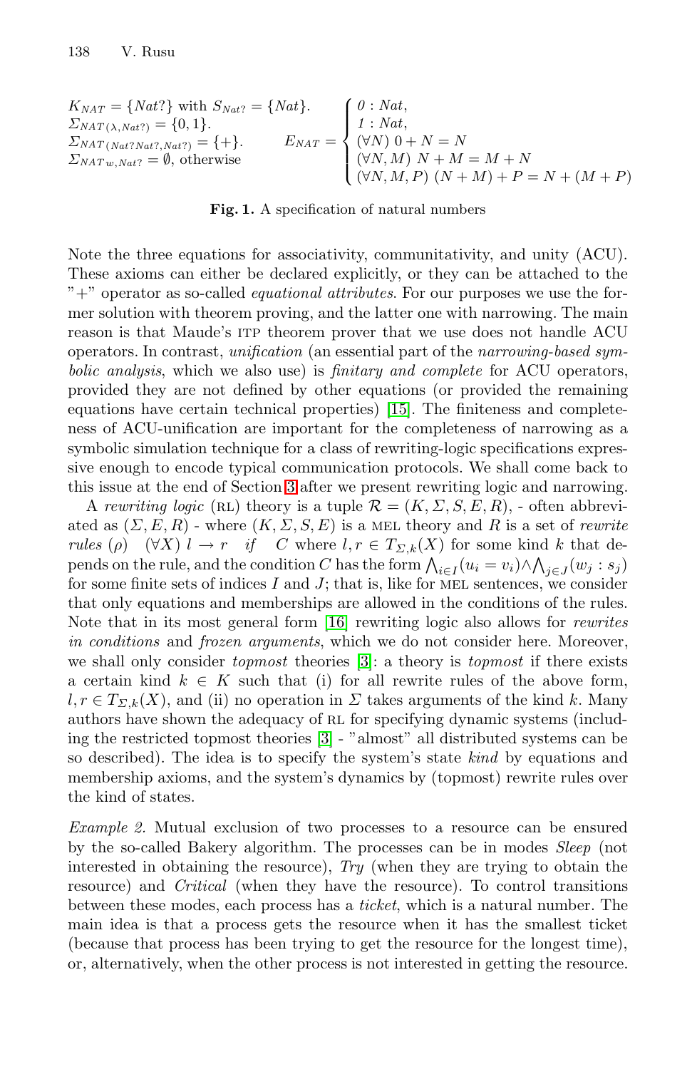$K_{NAT} = \{Nat?\}$ with $S_{Nat?} = \{Nat\}$.
$\Sigma_{NAT(\lambda, Nat?)} = \{0, 1\}$.
$\Sigma_{NAT(Nat?Nat?, Nat?)} = \{+\}$.
$\Sigma_{NAT\,w, Nat?} = \emptyset$, otherwise

$$E_{NAT} = \begin{cases} 0 : Nat, \\ 1 : Nat, \\ (\forall N)\ 0 + N = N \\ (\forall N, M)\ N + M = M + N \\ (\forall N, M, P)\ (N + M) + P = N + (M + P) \end{cases}$$

**Fig. 1.** A specification of natural numbers

Note the three equations for associativity, communitativity, and unity (ACU). These axioms can either be declared explicitly, or they can be attached to the "+" operator as so-called *equational attributes*. For our purposes we use the former solution with theorem proving, and the latter one with narrowing. The main reason is that Maude's ITP theorem prover that we use does not handle ACU operators. In contrast, *unification* (an essential part of the *narrowing-based symbolic analysis*, which we also use) is *finitary and complete* for ACU operators, provided they are not defined by other equations (or provided the remaining equations have certain technical properties) [15]. The finiteness and completeness of ACU-unification are important for the completeness of narrowing as a symbolic simulation technique for a class of rewriting-logic specifications expressive enough to encode typical communication protocols. We shall come back to this issue at the end of Section 3 after we present rewriting logic and narrowing.

A *rewriting logic* (RL) theory is a tuple $\mathcal{R} = (K, \Sigma, S, E, R)$, - often abbreviated as $(\Sigma, E, R)$ - where $(K, \Sigma, S, E)$ is a MEL theory and $R$ is a set of *rewrite rules* $(\rho)\quad (\forall X)\ l \rightarrow r \quad \mathit{if} \quad C$ where $l, r \in T_{\Sigma,k}(X)$ for some kind $k$ that depends on the rule, and the condition $C$ has the form $\bigwedge_{i \in I}(u_i = v_i) \wedge \bigwedge_{j \in J}(w_j : s_j)$ for some finite sets of indices $I$ and $J$; that is, like for MEL sentences, we consider that only equations and memberships are allowed in the conditions of the rules. Note that in its most general form [16] rewriting logic also allows for *rewrites in conditions* and *frozen arguments*, which we do not consider here. Moreover, we shall only consider *topmost* theories [3]: a theory is *topmost* if there exists a certain kind $k \in K$ such that (i) for all rewrite rules of the above form, $l, r \in T_{\Sigma,k}(X)$, and (ii) no operation in $\Sigma$ takes arguments of the kind $k$. Many authors have shown the adequacy of RL for specifying dynamic systems (including the restricted topmost theories [3] - "almost" all distributed systems can be so described). The idea is to specify the system's state *kind* by equations and membership axioms, and the system's dynamics by (topmost) rewrite rules over the kind of states.

*Example 2.* Mutual exclusion of two processes to a resource can be ensured by the so-called Bakery algorithm. The processes can be in modes *Sleep* (not interested in obtaining the resource), *Try* (when they are trying to obtain the resource) and *Critical* (when they have the resource). To control transitions between these modes, each process has a *ticket*, which is a natural number. The main idea is that a process gets the resource when it has the smallest ticket (because that process has been trying to get the resource for the longest time), or, alternatively, when the other process is not interested in getting the resource.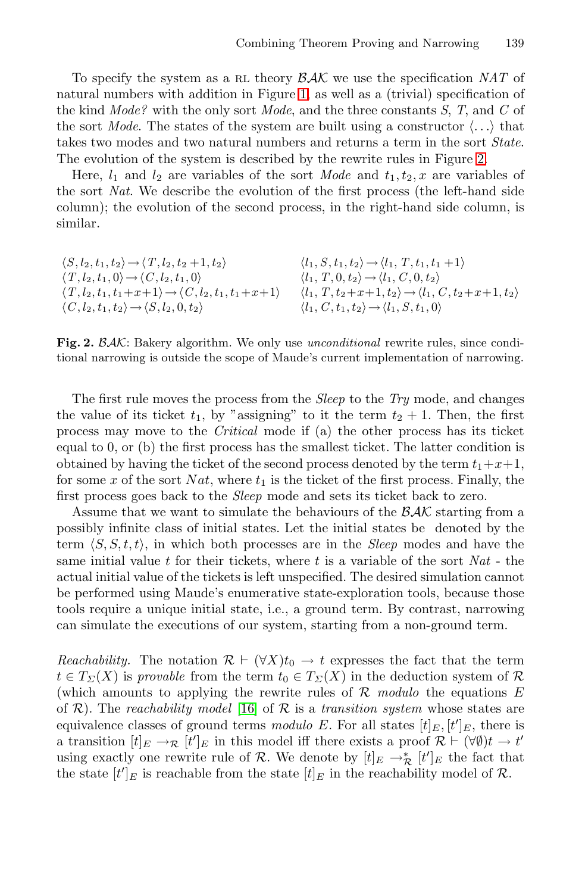To specify the system as a RL theory $\mathcal{BAK}$ we use the specification $NAT$ of natural numbers with addition in Figure 1, as well as a (trivial) specification of the kind *Mode?* with the only sort *Mode*, and the three constants $S$, $T$, and $C$ of the sort *Mode*. The states of the system are built using a constructor $\langle \ldots \rangle$ that takes two modes and two natural numbers and returns a term in the sort *State*. The evolution of the system is described by the rewrite rules in Figure 2.

Here, $l_1$ and $l_2$ are variables of the sort *Mode* and $t_1, t_2, x$ are variables of the sort *Nat*. We describe the evolution of the first process (the left-hand side column); the evolution of the second process, in the right-hand side column, is similar.

$$
\begin{array}{ll}
\langle S, l_2, t_1, t_2 \rangle \rightarrow \langle T, l_2, t_2+1, t_2 \rangle & \langle l_1, S, t_1, t_2 \rangle \rightarrow \langle l_1, T, t_1, t_1+1 \rangle \\
\langle T, l_2, t_1, 0 \rangle \rightarrow \langle C, l_2, t_1, 0 \rangle & \langle l_1, T, 0, t_2 \rangle \rightarrow \langle l_1, C, 0, t_2 \rangle \\
\langle T, l_2, t_1, t_1+x+1 \rangle \rightarrow \langle C, l_2, t_1, t_1+x+1 \rangle & \langle l_1, T, t_2+x+1, t_2 \rangle \rightarrow \langle l_1, C, t_2+x+1, t_2 \rangle \\
\langle C, l_2, t_1, t_2 \rangle \rightarrow \langle S, l_2, 0, t_2 \rangle & \langle l_1, C, t_1, t_2 \rangle \rightarrow \langle l_1, S, t_1, 0 \rangle
\end{array}
$$

**Fig. 2.** $\mathcal{BAK}$: Bakery algorithm. We only use *unconditional* rewrite rules, since conditional narrowing is outside the scope of Maude's current implementation of narrowing.

The first rule moves the process from the *Sleep* to the *Try* mode, and changes the value of its ticket $t_1$, by "assigning" to it the term $t_2 + 1$. Then, the first process may move to the *Critical* mode if (a) the other process has its ticket equal to 0, or (b) the first process has the smallest ticket. The latter condition is obtained by having the ticket of the second process denoted by the term $t_1+x+1$, for some $x$ of the sort $Nat$, where $t_1$ is the ticket of the first process. Finally, the first process goes back to the *Sleep* mode and sets its ticket back to zero.

Assume that we want to simulate the behaviours of the $\mathcal{BAK}$ starting from a possibly infinite class of initial states. Let the initial states be denoted by the term $\langle S, S, t, t \rangle$, in which both processes are in the *Sleep* modes and have the same initial value $t$ for their tickets, where $t$ is a variable of the sort *Nat* - the actual initial value of the tickets is left unspecified. The desired simulation cannot be performed using Maude's enumerative state-exploration tools, because those tools require a unique initial state, i.e., a ground term. By contrast, narrowing can simulate the executions of our system, starting from a non-ground term.

*Reachability.* The notation $\mathcal{R} \vdash (\forall X) t_0 \rightarrow t$ expresses the fact that the term $t \in T_\Sigma(X)$ is *provable* from the term $t_0 \in T_\Sigma(X)$ in the deduction system of $\mathcal{R}$ (which amounts to applying the rewrite rules of $\mathcal{R}$ *modulo* the equations $E$ of $\mathcal{R}$). The *reachability model* [16] of $\mathcal{R}$ is a *transition system* whose states are equivalence classes of ground terms *modulo* $E$. For all states $[t]_E, [t']_E$, there is a transition $[t]_E \rightarrow_\mathcal{R} [t']_E$ in this model iff there exists a proof $\mathcal{R} \vdash (\forall \emptyset) t \rightarrow t'$ using exactly one rewrite rule of $\mathcal{R}$. We denote by $[t]_E \rightarrow^*_\mathcal{R} [t']_E$ the fact that the state $[t']_E$ is reachable from the state $[t]_E$ in the reachability model of $\mathcal{R}$.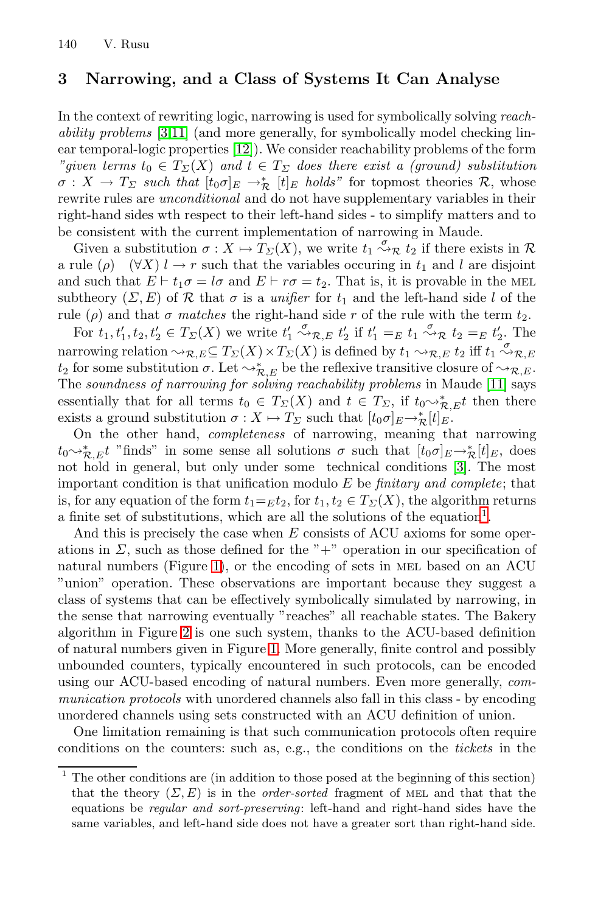## 3 Narrowing, and a Class of Systems It Can Analyse

In the context of rewriting logic, narrowing is used for symbolically solving *reachability problems* [3,11] (and more generally, for symbolically model checking linear temporal-logic properties [12]). We consider reachability problems of the form *"given terms $t_0 \in T_\Sigma(X)$ and $t \in T_\Sigma$ does there exist a (ground) substitution $\sigma : X \to T_\Sigma$ such that $[t_0\sigma]_E \to^*_{\mathcal{R}} [t]_E$ holds"* for topmost theories $\mathcal{R}$, whose rewrite rules are *unconditional* and do not have supplementary variables in their right-hand sides wth respect to their left-hand sides - to simplify matters and to be consistent with the current implementation of narrowing in Maude.

Given a substitution $\sigma : X \mapsto T_\Sigma(X)$, we write $t_1 \overset{\sigma}{\rightsquigarrow}_{\mathcal{R}} t_2$ if there exists in $\mathcal{R}$ a rule $(\rho) \quad (\forall X)\ l \to r$ such that the variables occuring in $t_1$ and $l$ are disjoint and such that $E \vdash t_1\sigma = l\sigma$ and $E \vdash r\sigma = t_2$. That is, it is provable in the MEL subtheory $(\Sigma, E)$ of $\mathcal{R}$ that $\sigma$ is a *unifier* for $t_1$ and the left-hand side $l$ of the rule $(\rho)$ and that $\sigma$ *matches* the right-hand side $r$ of the rule with the term $t_2$.

For $t_1, t_1', t_2, t_2' \in T_\Sigma(X)$ we write $t_1' \overset{\sigma}{\rightsquigarrow}_{\mathcal{R},E} t_2'$ if $t_1' =_E t_1 \overset{\sigma}{\rightsquigarrow}_{\mathcal{R}} t_2 =_E t_2'$. The narrowing relation $\rightsquigarrow_{\mathcal{R},E} \subseteq T_\Sigma(X) \times T_\Sigma(X)$ is defined by $t_1 \rightsquigarrow_{\mathcal{R},E} t_2$ iff $t_1 \overset{\sigma}{\rightsquigarrow}_{\mathcal{R},E} t_2$ for some substitution $\sigma$. Let $\rightsquigarrow^*_{\mathcal{R},E}$ be the reflexive transitive closure of $\rightsquigarrow_{\mathcal{R},E}$. The *soundness of narrowing for solving reachability problems* in Maude [11] says essentially that for all terms $t_0 \in T_\Sigma(X)$ and $t \in T_\Sigma$, if $t_0 \rightsquigarrow^*_{\mathcal{R},E} t$ then there exists a ground substitution $\sigma : X \mapsto T_\Sigma$ such that $[t_0\sigma]_E \to^*_{\mathcal{R}} [t]_E$.

On the other hand, *completeness* of narrowing, meaning that narrowing $t_0 \rightsquigarrow^*_{\mathcal{R},E} t$ "finds" in some sense all solutions $\sigma$ such that $[t_0\sigma]_E \to^*_{\mathcal{R}} [t]_E$, does not hold in general, but only under some technical conditions [3]. The most important condition is that unification modulo $E$ be *finitary and complete*; that is, for any equation of the form $t_1 =_E t_2$, for $t_1, t_2 \in T_\Sigma(X)$, the algorithm returns a finite set of substitutions, which are all the solutions of the equation[1].

And this is precisely the case when $E$ consists of ACU axioms for some operations in $\Sigma$, such as those defined for the "+" operation in our specification of natural numbers (Figure 1), or the encoding of sets in MEL based on an ACU "union" operation. These observations are important because they suggest a class of systems that can be effectively symbolically simulated by narrowing, in the sense that narrowing eventually "reaches" all reachable states. The Bakery algorithm in Figure 2 is one such system, thanks to the ACU-based definition of natural numbers given in Figure 1. More generally, finite control and possibly unbounded counters, typically encountered in such protocols, can be encoded using our ACU-based encoding of natural numbers. Even more generally, *communication protocols* with unordered channels also fall in this class - by encoding unordered channels using sets constructed with an ACU definition of union.

One limitation remaining is that such communication protocols often require conditions on the counters: such as, e.g., the conditions on the *tickets* in the

[1] The other conditions are (in addition to those posed at the beginning of this section) that the theory $(\Sigma, E)$ is in the *order-sorted* fragment of MEL and that that the equations be *regular and sort-preserving*: left-hand and right-hand sides have the same variables, and left-hand side does not have a greater sort than right-hand side.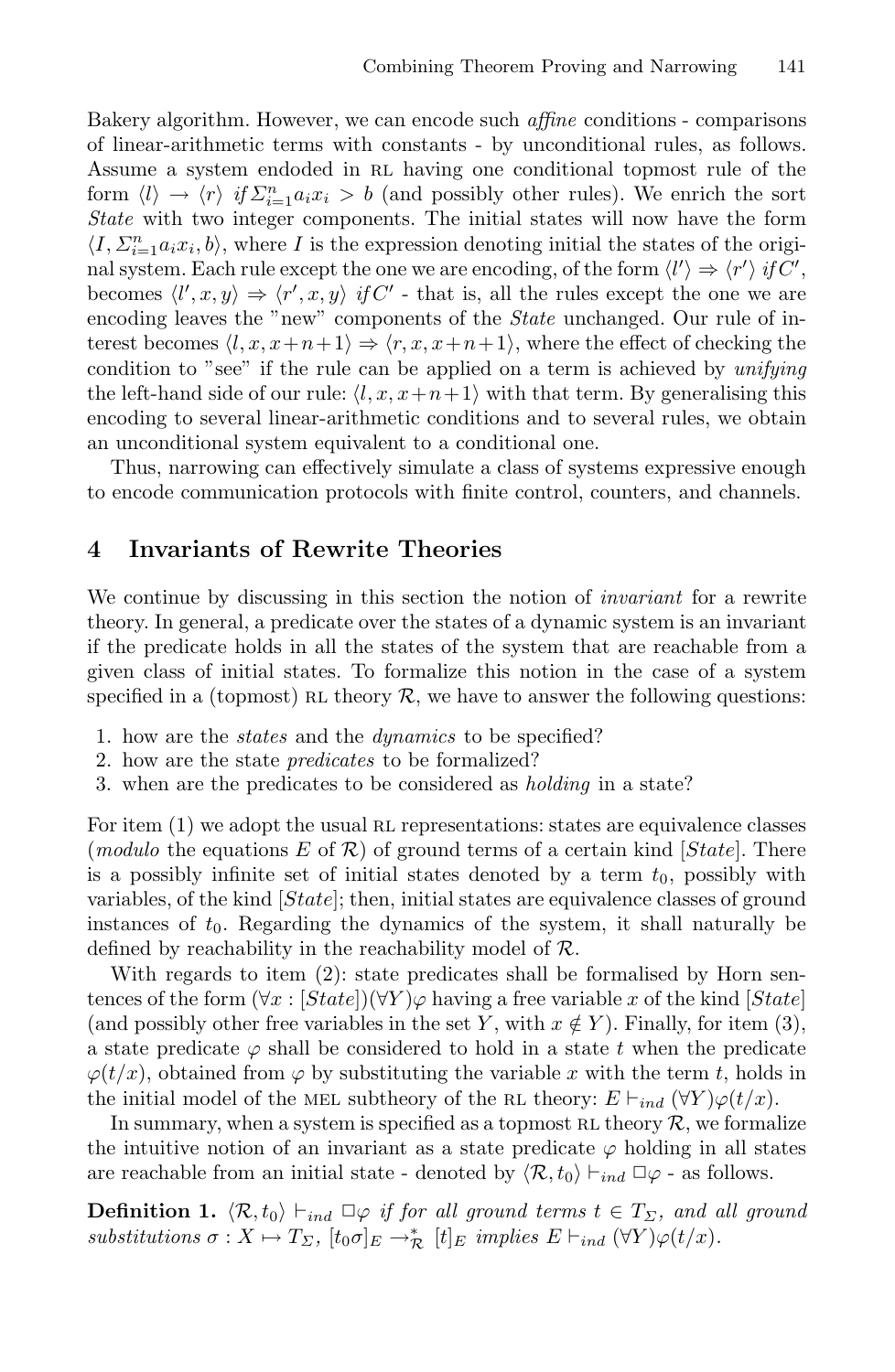Bakery algorithm. However, we can encode such *affine* conditions - comparisons of linear-arithmetic terms with constants - by unconditional rules, as follows. Assume a system endoded in RL having one conditional topmost rule of the form $\langle l \rangle \rightarrow \langle r \rangle$ *if* $\Sigma_{i=1}^{n} a_i x_i > b$ (and possibly other rules). We enrich the sort *State* with two integer components. The initial states will now have the form $\langle I, \Sigma_{i=1}^{n} a_i x_i, b \rangle$, where $I$ is the expression denoting initial the states of the original system. Each rule except the one we are encoding, of the form $\langle l' \rangle \Rightarrow \langle r' \rangle$ *if* $C'$, becomes $\langle l', x, y \rangle \Rightarrow \langle r', x, y \rangle$ *if* $C'$ - that is, all the rules except the one we are encoding leaves the "new" components of the *State* unchanged. Our rule of interest becomes $\langle l, x, x+n+1 \rangle \Rightarrow \langle r, x, x+n+1 \rangle$, where the effect of checking the condition to "see" if the rule can be applied on a term is achieved by *unifying* the left-hand side of our rule: $\langle l, x, x+n+1 \rangle$ with that term. By generalising this encoding to several linear-arithmetic conditions and to several rules, we obtain an unconditional system equivalent to a conditional one.

Thus, narrowing can effectively simulate a class of systems expressive enough to encode communication protocols with finite control, counters, and channels.

## 4 Invariants of Rewrite Theories

We continue by discussing in this section the notion of *invariant* for a rewrite theory. In general, a predicate over the states of a dynamic system is an invariant if the predicate holds in all the states of the system that are reachable from a given class of initial states. To formalize this notion in the case of a system specified in a (topmost) RL theory $\mathcal{R}$, we have to answer the following questions:

1. how are the *states* and the *dynamics* to be specified?
2. how are the state *predicates* to be formalized?
3. when are the predicates to be considered as *holding* in a state?

For item (1) we adopt the usual RL representations: states are equivalence classes (*modulo* the equations $E$ of $\mathcal{R}$) of ground terms of a certain kind $[State]$. There is a possibly infinite set of initial states denoted by a term $t_0$, possibly with variables, of the kind $[State]$; then, initial states are equivalence classes of ground instances of $t_0$. Regarding the dynamics of the system, it shall naturally be defined by reachability in the reachability model of $\mathcal{R}$.

With regards to item (2): state predicates shall be formalised by Horn sentences of the form $(\forall x : [State])(\forall Y)\varphi$ having a free variable $x$ of the kind $[State]$ (and possibly other free variables in the set $Y$, with $x \notin Y$). Finally, for item (3), a state predicate $\varphi$ shall be considered to hold in a state $t$ when the predicate $\varphi(t/x)$, obtained from $\varphi$ by substituting the variable $x$ with the term $t$, holds in the initial model of the MEL subtheory of the RL theory: $E \vdash_{ind} (\forall Y)\varphi(t/x)$.

In summary, when a system is specified as a topmost RL theory $\mathcal{R}$, we formalize the intuitive notion of an invariant as a state predicate $\varphi$ holding in all states are reachable from an initial state - denoted by $\langle \mathcal{R}, t_0 \rangle \vdash_{ind} \Box\varphi$ - as follows.

**Definition 1.** $\langle \mathcal{R}, t_0 \rangle \vdash_{ind} \Box\varphi$ *if for all ground terms* $t \in T_{\Sigma}$*, and all ground substitutions* $\sigma : X \mapsto T_{\Sigma}$*,* $[t_0\sigma]_E \rightarrow^{*}_{\mathcal{R}} [t]_E$ *implies* $E \vdash_{ind} (\forall Y)\varphi(t/x)$.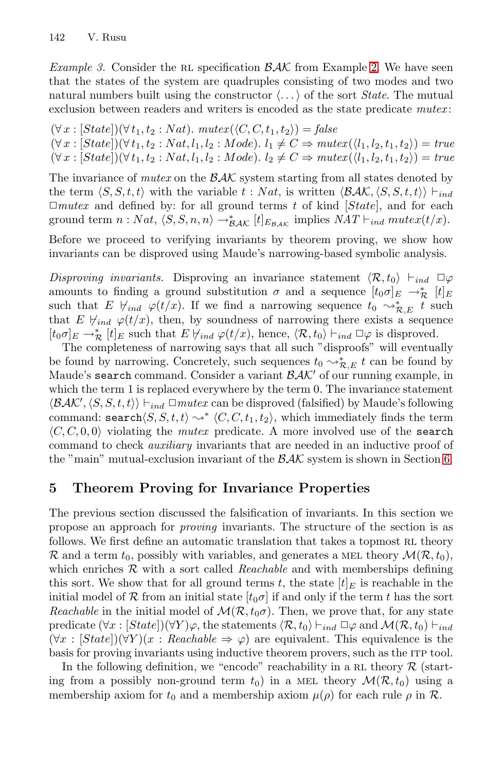*Example 3.* Consider the RL specification $\mathcal{BAK}$ from Example 2. We have seen that the states of the system are quadruples consisting of two modes and two natural numbers built using the constructor $\langle \dots \rangle$ of the sort *State*. The mutual exclusion between readers and writers is encoded as the state predicate *mutex*:

$(\forall\, x : [State])(\forall\, t_1, t_2 : Nat).\ mutex(\langle C, C, t_1, t_2\rangle) = false$
$(\forall\, x : [State])(\forall\, t_1, t_2 : Nat, l_1, l_2 : Mode).\ l_1 \neq C \Rightarrow mutex(\langle l_1, l_2, t_1, t_2\rangle) = true$
$(\forall\, x : [State])(\forall\, t_1, t_2 : Nat, l_1, l_2 : Mode).\ l_2 \neq C \Rightarrow mutex(\langle l_1, l_2, t_1, t_2\rangle) = true$

The invariance of *mutex* on the $\mathcal{BAK}$ system starting from all states denoted by the term $\langle S, S, t, t\rangle$ with the variable $t : Nat$, is written $\langle \mathcal{BAK}, \langle S, S, t, t\rangle\rangle \vdash_{ind} \Box mutex$ and defined by: for all ground terms $t$ of kind [*State*], and for each ground term $n : Nat$, $\langle S, S, n, n\rangle \rightarrow^*_{\mathcal{BAK}} [t]_{E_{\mathcal{BAK}}}$ implies $NAT \vdash_{ind} mutex(t/x)$.

Before we proceed to verifying invariants by theorem proving, we show how invariants can be disproved using Maude's narrowing-based symbolic analysis.

*Disproving invariants.* Disproving an invariance statement $\langle \mathcal{R}, t_0\rangle \vdash_{ind} \Box\varphi$ amounts to finding a ground substitution $\sigma$ and a sequence $[t_0\sigma]_E \rightarrow^*_{\mathcal{R}} [t]_E$ such that $E \not\vdash_{ind} \varphi(t/x)$. If we find a narrowing sequence $t_0 \rightsquigarrow^*_{\mathcal{R},E} t$ such that $E \not\vdash_{ind} \varphi(t/x)$, then, by soundness of narrowing there exists a sequence $[t_0\sigma]_E \rightarrow^*_{\mathcal{R}} [t]_E$ such that $E \not\vdash_{ind} \varphi(t/x)$, hence, $\langle \mathcal{R}, t_0\rangle \vdash_{ind} \Box\varphi$ is disproved.

The completeness of narrowing says that all such "disproofs" will eventually be found by narrowing. Concretely, such sequences $t_0 \rightsquigarrow^*_{\mathcal{R},E} t$ can be found by Maude's `search` command. Consider a variant $\mathcal{BAK}'$ of our running example, in which the term 1 is replaced everywhere by the term 0. The invariance statement $\langle \mathcal{BAK}', \langle S, S, t, t\rangle\rangle \vdash_{ind} \Box mutex$ can be disproved (falsified) by Maude's following command: $\texttt{search}\langle S, S, t, t\rangle \rightsquigarrow^* \langle C, C, t_1, t_2\rangle$, which immediately finds the term $\langle C, C, 0, 0\rangle$ violating the *mutex* predicate. A more involved use of the `search` command to check *auxiliary* invariants that are needed in an inductive proof of the "main" mutual-exclusion invariant of the $\mathcal{BAK}$ system is shown in Section 6.

## 5 Theorem Proving for Invariance Properties

The previous section discussed the falsification of invariants. In this section we propose an approach for *proving* invariants. The structure of the section is as follows. We first define an automatic translation that takes a topmost RL theory $\mathcal{R}$ and a term $t_0$, possibly with variables, and generates a MEL theory $\mathcal{M}(\mathcal{R}, t_0)$, which enriches $\mathcal{R}$ with a sort called *Reachable* and with memberships defining this sort. We show that for all ground terms $t$, the state $[t]_E$ is reachable in the initial model of $\mathcal{R}$ from an initial state $[t_0\sigma]$ if and only if the term $t$ has the sort *Reachable* in the initial model of $\mathcal{M}(\mathcal{R}, t_0\sigma)$. Then, we prove that, for any state predicate $(\forall x : [State])(\forall Y)\varphi$, the statements $\langle \mathcal{R}, t_0\rangle \vdash_{ind} \Box\varphi$ and $\mathcal{M}(\mathcal{R}, t_0) \vdash_{ind} (\forall x : [State])(\forall Y)(x : Reachable \Rightarrow \varphi)$ are equivalent. This equivalence is the basis for proving invariants using inductive theorem provers, such as the ITP tool.

In the following definition, we "encode" reachability in a RL theory $\mathcal{R}$ (starting from a possibly non-ground term $t_0$) in a MEL theory $\mathcal{M}(\mathcal{R}, t_0)$ using a membership axiom for $t_0$ and a membership axiom $\mu(\rho)$ for each rule $\rho$ in $\mathcal{R}$.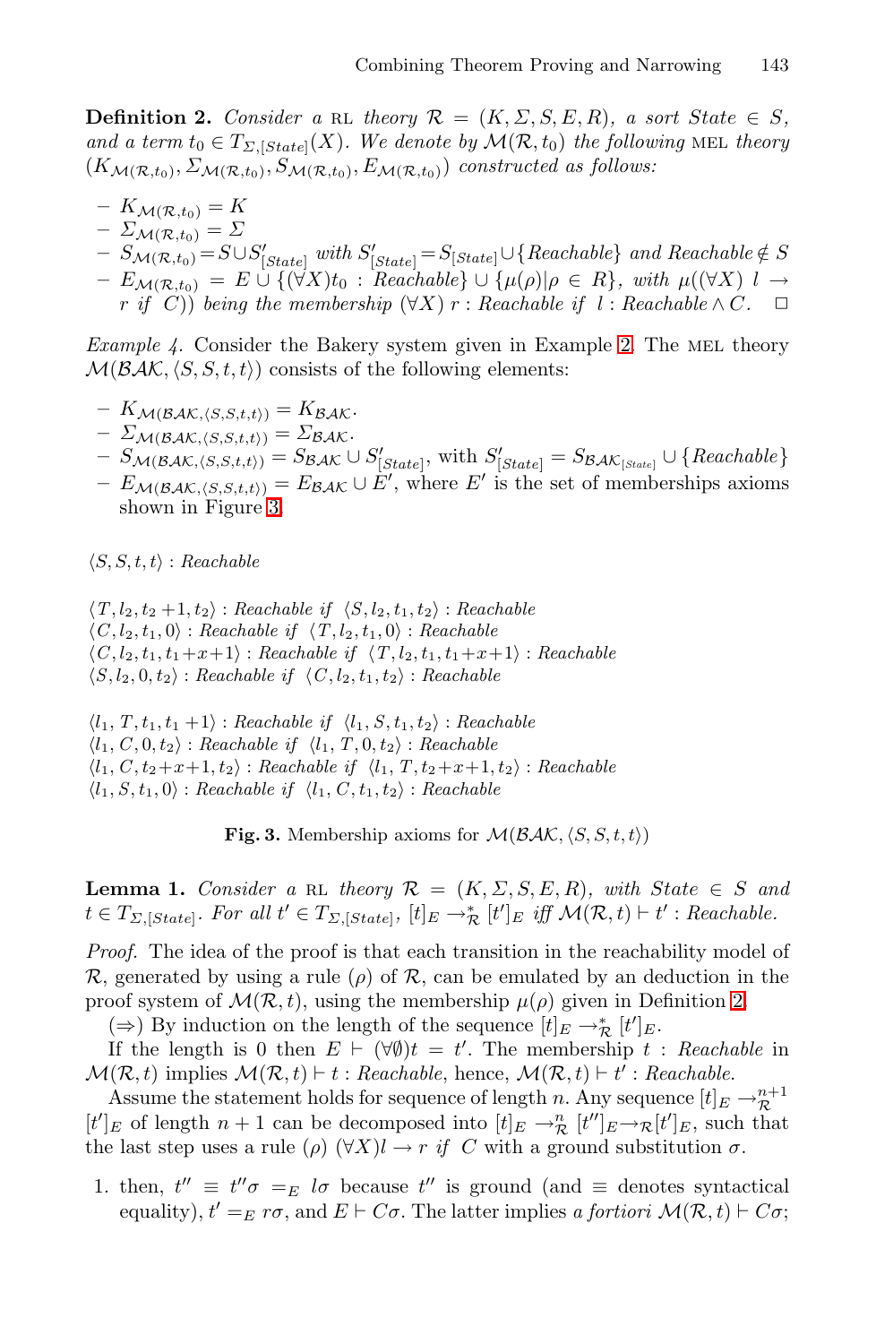**Definition 2.** *Consider a* RL *theory* $\mathcal{R} = (K, \Sigma, S, E, R)$*, a sort* $State \in S$*, and a term* $t_0 \in T_{\Sigma,[State]}(X)$*. We denote by* $\mathcal{M}(\mathcal{R}, t_0)$ *the following* MEL *theory* $(K_{\mathcal{M}(\mathcal{R},t_0)}, \Sigma_{\mathcal{M}(\mathcal{R},t_0)}, S_{\mathcal{M}(\mathcal{R},t_0)}, E_{\mathcal{M}(\mathcal{R},t_0)})$ *constructed as follows:*

- $K_{\mathcal{M}(\mathcal{R},t_0)} = K$
- $\Sigma_{\mathcal{M}(\mathcal{R},t_0)} = \Sigma$
- $S_{\mathcal{M}(\mathcal{R},t_0)} = S \cup S'_{[State]}$ *with* $S'_{[State]} = S_{[State]} \cup \{Reachable\}$ *and* $Reachable \notin S$
- $E_{\mathcal{M}(\mathcal{R},t_0)} = E \cup \{(\forall X) t_0 : Reachable\} \cup \{\mu(\rho) | \rho \in R\}$*, with* $\mu((\forall X)\ l \rightarrow r \text{ if } C))$ *being the membership* $(\forall X)\ r : Reachable \text{ if } l : Reachable \wedge C$*.* □

*Example 4.* Consider the Bakery system given in Example 2. The MEL theory $\mathcal{M}(\mathcal{BAK}, \langle S, S, t, t\rangle)$ consists of the following elements:

- $K_{\mathcal{M}(\mathcal{BAK},\langle S,S,t,t\rangle)} = K_{\mathcal{BAK}}$.
- $\Sigma_{\mathcal{M}(\mathcal{BAK},\langle S,S,t,t\rangle)} = \Sigma_{\mathcal{BAK}}$.
- $S_{\mathcal{M}(\mathcal{BAK},\langle S,S,t,t\rangle)} = S_{\mathcal{BAK}} \cup S'_{[State]}$, with $S'_{[State]} = S_{\mathcal{BAK}_{[State]}} \cup \{Reachable\}$
- $E_{\mathcal{M}(\mathcal{BAK},\langle S,S,t,t\rangle)} = E_{\mathcal{BAK}} \cup E'$, where $E'$ is the set of memberships axioms shown in Figure 3.

$\langle S, S, t, t\rangle : Reachable$

$\langle T, l_2, t_2 + 1, t_2\rangle : Reachable \text{ if } \langle S, l_2, t_1, t_2\rangle : Reachable$
$\langle C, l_2, t_1, 0\rangle : Reachable \text{ if } \langle T, l_2, t_1, 0\rangle : Reachable$
$\langle C, l_2, t_1, t_1{+}x{+}1\rangle : Reachable \text{ if } \langle T, l_2, t_1, t_1{+}x{+}1\rangle : Reachable$
$\langle S, l_2, 0, t_2\rangle : Reachable \text{ if } \langle C, l_2, t_1, t_2\rangle : Reachable$

$\langle l_1, T, t_1, t_1 + 1\rangle : Reachable \text{ if } \langle l_1, S, t_1, t_2\rangle : Reachable$
$\langle l_1, C, 0, t_2\rangle : Reachable \text{ if } \langle l_1, T, 0, t_2\rangle : Reachable$
$\langle l_1, C, t_2{+}x{+}1, t_2\rangle : Reachable \text{ if } \langle l_1, T, t_2{+}x{+}1, t_2\rangle : Reachable$
$\langle l_1, S, t_1, 0\rangle : Reachable \text{ if } \langle l_1, C, t_1, t_2\rangle : Reachable$

**Fig. 3.** Membership axioms for $\mathcal{M}(\mathcal{BAK}, \langle S, S, t, t\rangle)$

**Lemma 1.** *Consider a* RL *theory* $\mathcal{R} = (K, \Sigma, S, E, R)$*, with* $State \in S$ *and* $t \in T_{\Sigma,[State]}$*. For all* $t' \in T_{\Sigma,[State]}$*,* $[t]_E \rightarrow^*_{\mathcal{R}} [t']_E$ *iff* $\mathcal{M}(\mathcal{R}, t) \vdash t' : Reachable$*.*

*Proof.* The idea of the proof is that each transition in the reachability model of $\mathcal{R}$, generated by using a rule $(\rho)$ of $\mathcal{R}$, can be emulated by an deduction in the proof system of $\mathcal{M}(\mathcal{R}, t)$, using the membership $\mu(\rho)$ given in Definition 2.

($\Rightarrow$) By induction on the length of the sequence $[t]_E \rightarrow^*_{\mathcal{R}} [t']_E$.

If the length is 0 then $E \vdash (\forall\emptyset) t = t'$. The membership $t$ : *Reachable* in $\mathcal{M}(\mathcal{R}, t)$ implies $\mathcal{M}(\mathcal{R}, t) \vdash t : Reachable$, hence, $\mathcal{M}(\mathcal{R}, t) \vdash t' : Reachable$.

Assume the statement holds for sequence of length $n$. Any sequence $[t]_E \rightarrow^{n+1}_{\mathcal{R}} [t']_E$ of length $n + 1$ can be decomposed into $[t]_E \rightarrow^n_{\mathcal{R}} [t'']_E \rightarrow_{\mathcal{R}} [t']_E$, such that the last step uses a rule $(\rho)$ $(\forall X) l \rightarrow r \text{ if } C$ with a ground substitution $\sigma$.

1. then, $t'' \equiv t''\sigma =_E l\sigma$ because $t''$ is ground (and $\equiv$ denotes syntactical equality), $t' =_E r\sigma$, and $E \vdash C\sigma$. The latter implies *a fortiori* $\mathcal{M}(\mathcal{R}, t) \vdash C\sigma$;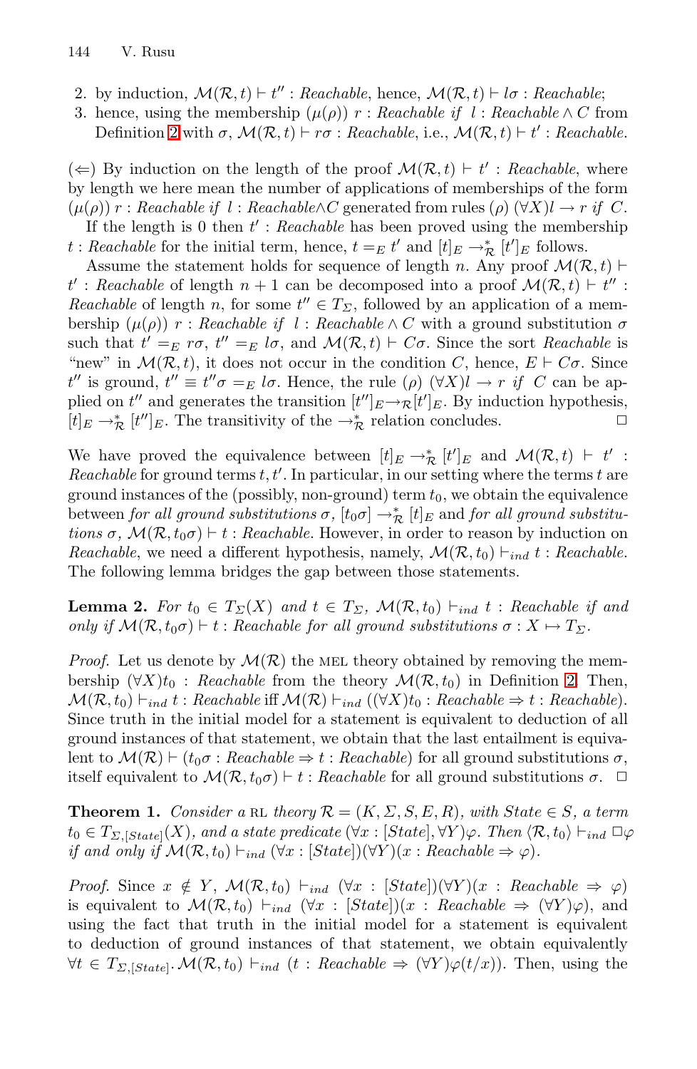2. by induction, $\mathcal{M}(\mathcal{R}, t) \vdash t'' : \mathit{Reachable}$, hence, $\mathcal{M}(\mathcal{R}, t) \vdash l\sigma : \mathit{Reachable}$;
3. hence, using the membership $(\mu(\rho))\ r : \mathit{Reachable}\ \mathit{if}\ \ l : \mathit{Reachable} \wedge C$ from Definition 2 with $\sigma$, $\mathcal{M}(\mathcal{R}, t) \vdash r\sigma : \mathit{Reachable}$, i.e., $\mathcal{M}(\mathcal{R}, t) \vdash t' : \mathit{Reachable}$.

($\Leftarrow$) By induction on the length of the proof $\mathcal{M}(\mathcal{R}, t) \vdash t' : \mathit{Reachable}$, where by length we here mean the number of applications of memberships of the form $(\mu(\rho))\ r : \mathit{Reachable}\ \mathit{if}\ \ l : \mathit{Reachable} \wedge C$ generated from rules $(\rho)\ (\forall X) l \to r\ \mathit{if}\ \ C$.

If the length is 0 then $t' : \mathit{Reachable}$ has been proved using the membership $t : \mathit{Reachable}$ for the initial term, hence, $t =_E t'$ and $[t]_E \to^*_{\mathcal{R}} [t']_E$ follows.

Assume the statement holds for sequence of length $n$. Any proof $\mathcal{M}(\mathcal{R}, t) \vdash t' : \mathit{Reachable}$ of length $n+1$ can be decomposed into a proof $\mathcal{M}(\mathcal{R}, t) \vdash t'' : \mathit{Reachable}$ of length $n$, for some $t'' \in T_\Sigma$, followed by an application of a membership $(\mu(\rho))\ r : \mathit{Reachable}\ \mathit{if}\ \ l : \mathit{Reachable} \wedge C$ with a ground substitution $\sigma$ such that $t' =_E r\sigma$, $t'' =_E l\sigma$, and $\mathcal{M}(\mathcal{R}, t) \vdash C\sigma$. Since the sort $\mathit{Reachable}$ is "new" in $\mathcal{M}(\mathcal{R}, t)$, it does not occur in the condition $C$, hence, $E \vdash C\sigma$. Since $t''$ is ground, $t'' \equiv t''\sigma =_E l\sigma$. Hence, the rule $(\rho)\ (\forall X) l \to r\ \mathit{if}\ \ C$ can be applied on $t''$ and generates the transition $[t'']_E \to_{\mathcal{R}} [t']_E$. By induction hypothesis, $[t]_E \to^*_{\mathcal{R}} [t'']_E$. The transitivity of the $\to^*_{\mathcal{R}}$ relation concludes. $\square$

We have proved the equivalence between $[t]_E \to^*_{\mathcal{R}} [t']_E$ and $\mathcal{M}(\mathcal{R}, t) \vdash t' : \mathit{Reachable}$ for ground terms $t, t'$. In particular, in our setting where the terms $t$ are ground instances of the (possibly, non-ground) term $t_0$, we obtain the equivalence between *for all ground substitutions* $\sigma$, $[t_0\sigma] \to^*_{\mathcal{R}} [t]_E$ and *for all ground substitutions* $\sigma$, $\mathcal{M}(\mathcal{R}, t_0\sigma) \vdash t : \mathit{Reachable}$. However, in order to reason by induction on $\mathit{Reachable}$, we need a different hypothesis, namely, $\mathcal{M}(\mathcal{R}, t_0) \vdash_{ind} t : \mathit{Reachable}$. The following lemma bridges the gap between those statements.

**Lemma 2.** *For $t_0 \in T_\Sigma(X)$ and $t \in T_\Sigma$, $\mathcal{M}(\mathcal{R}, t_0) \vdash_{ind} t : \mathit{Reachable}$ if and only if $\mathcal{M}(\mathcal{R}, t_0\sigma) \vdash t : \mathit{Reachable}$ for all ground substitutions $\sigma : X \mapsto T_\Sigma$.*

*Proof.* Let us denote by $\mathcal{M}(\mathcal{R})$ the MEL theory obtained by removing the membership $(\forall X) t_0 : \mathit{Reachable}$ from the theory $\mathcal{M}(\mathcal{R}, t_0)$ in Definition 2. Then, $\mathcal{M}(\mathcal{R}, t_0) \vdash_{ind} t : \mathit{Reachable}$ iff $\mathcal{M}(\mathcal{R}) \vdash_{ind} ((\forall X) t_0 : \mathit{Reachable} \Rightarrow t : \mathit{Reachable})$. Since truth in the initial model for a statement is equivalent to deduction of all ground instances of that statement, we obtain that the last entailment is equivalent to $\mathcal{M}(\mathcal{R}) \vdash (t_0\sigma : \mathit{Reachable} \Rightarrow t : \mathit{Reachable})$ for all ground substitutions $\sigma$, itself equivalent to $\mathcal{M}(\mathcal{R}, t_0\sigma) \vdash t : \mathit{Reachable}$ for all ground substitutions $\sigma$. $\square$

**Theorem 1.** *Consider a* RL *theory $\mathcal{R} = (K, \Sigma, S, E, R)$, with $\mathit{State} \in S$, a term $t_0 \in T_{\Sigma, [\mathit{State}]}(X)$, and a state predicate $(\forall x : [\mathit{State}], \forall Y)\varphi$. Then $\langle \mathcal{R}, t_0 \rangle \vdash_{ind} \Box\varphi$ if and only if $\mathcal{M}(\mathcal{R}, t_0) \vdash_{ind} (\forall x : [\mathit{State}])(\forall Y)(x : \mathit{Reachable} \Rightarrow \varphi)$.*

*Proof.* Since $x \notin Y$, $\mathcal{M}(\mathcal{R}, t_0) \vdash_{ind} (\forall x : [\mathit{State}])(\forall Y)(x : \mathit{Reachable} \Rightarrow \varphi)$ is equivalent to $\mathcal{M}(\mathcal{R}, t_0) \vdash_{ind} (\forall x : [\mathit{State}])(x : \mathit{Reachable} \Rightarrow (\forall Y)\varphi)$, and using the fact that truth in the initial model for a statement is equivalent to deduction of ground instances of that statement, we obtain equivalently $\forall t \in T_{\Sigma, [\mathit{State}]}. \mathcal{M}(\mathcal{R}, t_0) \vdash_{ind} (t : \mathit{Reachable} \Rightarrow (\forall Y)\varphi(t/x))$. Then, using the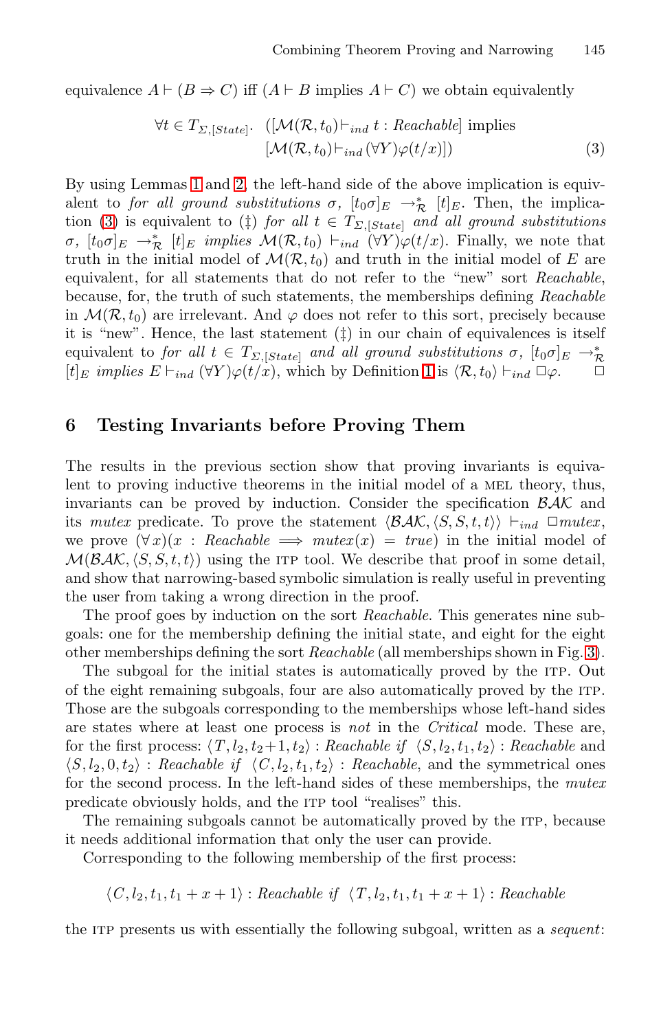equivalence $A \vdash (B \Rightarrow C)$ iff ($A \vdash B$ implies $A \vdash C$) we obtain equivalently

$$\forall t \in T_{\Sigma,[State]}. \;\; ([\mathcal{M}(\mathcal{R}, t_0) \vdash_{ind} t : \mathit{Reachable}] \text{ implies } \\ [\mathcal{M}(\mathcal{R}, t_0) \vdash_{ind} (\forall Y)\varphi(t/x)]) \tag{3}$$

By using Lemmas 1 and 2, the left-hand side of the above implication is equivalent to *for all ground substitutions* $\sigma$, $[t_0\sigma]_E \rightarrow^*_{\mathcal{R}} [t]_E$. Then, the implication (3) is equivalent to (‡) *for all* $t \in T_{\Sigma,[State]}$ *and all ground substitutions* $\sigma$, $[t_0\sigma]_E \rightarrow^*_{\mathcal{R}} [t]_E$ *implies* $\mathcal{M}(\mathcal{R}, t_0) \vdash_{ind} (\forall Y)\varphi(t/x)$. Finally, we note that truth in the initial model of $\mathcal{M}(\mathcal{R}, t_0)$ and truth in the initial model of $E$ are equivalent, for all statements that do not refer to the "new" sort *Reachable*, because, for, the truth of such statements, the memberships defining *Reachable* in $\mathcal{M}(\mathcal{R}, t_0)$ are irrelevant. And $\varphi$ does not refer to this sort, precisely because it is "new". Hence, the last statement (‡) in our chain of equivalences is itself equivalent to *for all* $t \in T_{\Sigma,[State]}$ *and all ground substitutions* $\sigma$, $[t_0\sigma]_E \rightarrow^*_{\mathcal{R}} [t]_E$ *implies* $E \vdash_{ind} (\forall Y)\varphi(t/x)$, which by Definition 1 is $\langle \mathcal{R}, t_0 \rangle \vdash_{ind} \Box\varphi$. $\Box$

## 6 Testing Invariants before Proving Them

The results in the previous section show that proving invariants is equivalent to proving inductive theorems in the initial model of a MEL theory, thus, invariants can be proved by induction. Consider the specification $\mathcal{BAK}$ and its *mutex* predicate. To prove the statement $\langle \mathcal{BAK}, \langle S, S, t, t \rangle \rangle \vdash_{ind} \Box \mathit{mutex}$, we prove $(\forall\, x)(x : \mathit{Reachable} \implies \mathit{mutex}(x) = \mathit{true})$ in the initial model of $\mathcal{M}(\mathcal{BAK}, \langle S, S, t, t \rangle)$ using the ITP tool. We describe that proof in some detail, and show that narrowing-based symbolic simulation is really useful in preventing the user from taking a wrong direction in the proof.

The proof goes by induction on the sort *Reachable*. This generates nine subgoals: one for the membership defining the initial state, and eight for the eight other memberships defining the sort *Reachable* (all memberships shown in Fig. 3).

The subgoal for the initial states is automatically proved by the ITP. Out of the eight remaining subgoals, four are also automatically proved by the ITP. Those are the subgoals corresponding to the memberships whose left-hand sides are states where at least one process is *not* in the *Critical* mode. These are, for the first process: $\langle T, l_2, t_2{+}1, t_2 \rangle : \mathit{Reachable}$ *if* $\langle S, l_2, t_1, t_2 \rangle : \mathit{Reachable}$ and $\langle S, l_2, 0, t_2 \rangle : \mathit{Reachable}$ *if* $\langle C, l_2, t_1, t_2 \rangle : \mathit{Reachable}$, and the symmetrical ones for the second process. In the left-hand sides of these memberships, the *mutex* predicate obviously holds, and the ITP tool "realises" this.

The remaining subgoals cannot be automatically proved by the ITP, because it needs additional information that only the user can provide.

Corresponding to the following membership of the first process:

$$\langle C, l_2, t_1, t_1 + x + 1 \rangle : \mathit{Reachable} \;\; \mathit{if} \;\; \langle T, l_2, t_1, t_1 + x + 1 \rangle : \mathit{Reachable}$$

the ITP presents us with essentially the following subgoal, written as a *sequent*: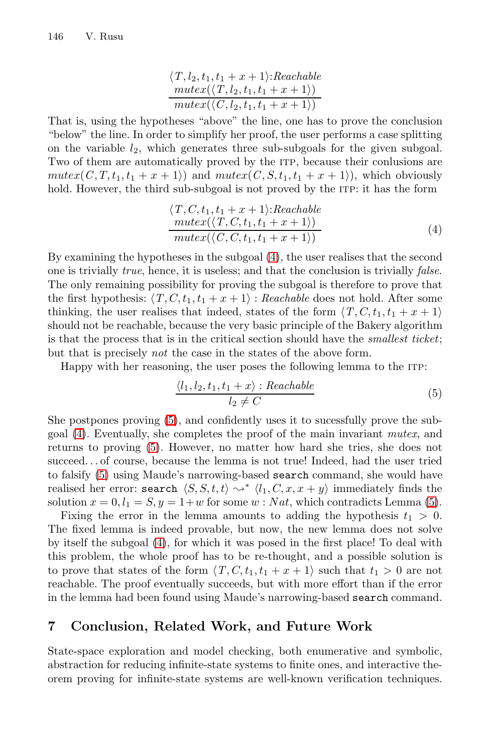$$\frac{\begin{array}{c}\langle T, l_2, t_1, t_1 + x + 1\rangle{:}\mathit{Reachable}\\ \mathit{mutex}(\langle T, l_2, t_1, t_1 + x + 1\rangle)\end{array}}{\mathit{mutex}(\langle C, l_2, t_1, t_1 + x + 1\rangle)}$$

That is, using the hypotheses "above" the line, one has to prove the conclusion "below" the line. In order to simplify her proof, the user performs a case splitting on the variable $l_2$, which generates three sub-subgoals for the given subgoal. Two of them are automatically proved by the ITP, because their conlusions are $\mathit{mutex}(C, T, t_1, t_1 + x + 1\rangle)$ and $\mathit{mutex}(C, S, t_1, t_1 + x + 1\rangle)$, which obviously hold. However, the third sub-subgoal is not proved by the ITP: it has the form

$$\frac{\begin{array}{c}\langle T, C, t_1, t_1 + x + 1\rangle{:}\mathit{Reachable}\\ \mathit{mutex}(\langle T, C, t_1, t_1 + x + 1\rangle)\end{array}}{\mathit{mutex}(\langle C, C, t_1, t_1 + x + 1\rangle)} \tag{4}$$

By examining the hypotheses in the subgoal (4), the user realises that the second one is trivially *true*, hence, it is useless; and that the conclusion is trivially *false*. The only remaining possibility for proving the subgoal is therefore to prove that the first hypothesis: $\langle T, C, t_1, t_1 + x + 1\rangle : \mathit{Reachable}$ does not hold. After some thinking, the user realises that indeed, states of the form $\langle T, C, t_1, t_1 + x + 1\rangle$ should not be reachable, because the very basic principle of the Bakery algorithm is that the process that is in the critical section should have the *smallest ticket*; but that is precisely *not* the case in the states of the above form.

Happy with her reasoning, the user poses the following lemma to the ITP:

$$\frac{\langle l_1, l_2, t_1, t_1 + x\rangle : \mathit{Reachable}}{l_2 \neq C} \tag{5}$$

She postpones proving (5), and confidently uses it to sucessfully prove the subgoal (4). Eventually, she completes the proof of the main invariant *mutex*, and returns to proving (5). However, no matter how hard she tries, she does not succeed... of course, because the lemma is not true! Indeed, had the user tried to falsify (5) using Maude's narrowing-based `search` command, she would have realised her error: `search` $\langle S, S, t, t\rangle \rightsquigarrow^* \langle l_1, C, x, x + y\rangle$ immediately finds the solution $x = 0, l_1 = S, y = 1 + w$ for some $w : \mathit{Nat}$, which contradicts Lemma (5).

Fixing the error in the lemma amounts to adding the hypothesis $t_1 > 0$. The fixed lemma is indeed provable, but now, the new lemma does not solve by itself the subgoal (4), for which it was posed in the first place! To deal with this problem, the whole proof has to be re-thought, and a possible solution is to prove that states of the form $\langle T, C, t_1, t_1 + x + 1\rangle$ such that $t_1 > 0$ are not reachable. The proof eventually succeeds, but with more effort than if the error in the lemma had been found using Maude's narrowing-based `search` command.

## 7 Conclusion, Related Work, and Future Work

State-space exploration and model checking, both enumerative and symbolic, abstraction for reducing infinite-state systems to finite ones, and interactive theorem proving for infinite-state systems are well-known verification techniques.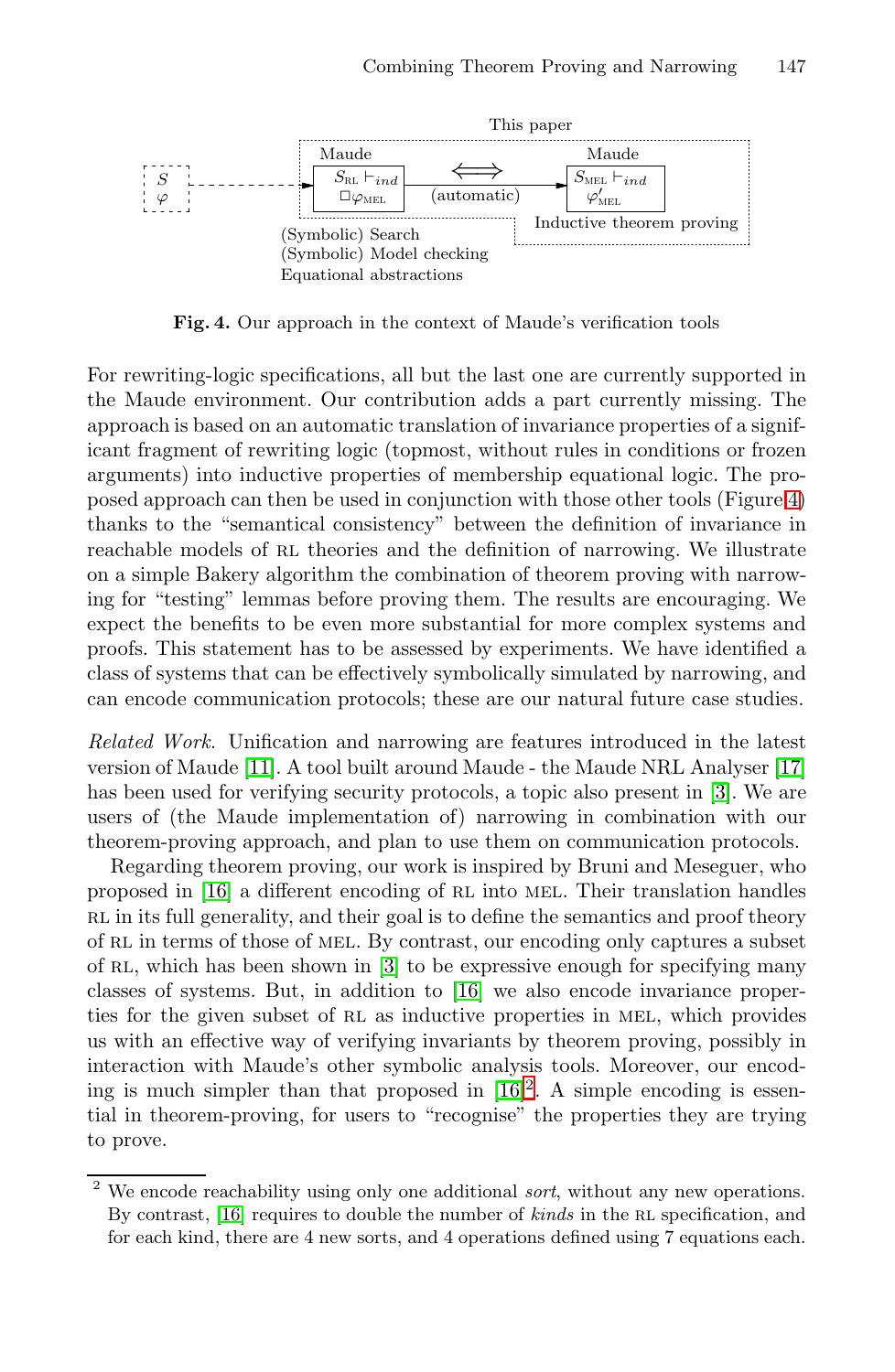This paper

Maude: $S_{\text{RL}} \vdash_{ind} \Box\varphi_{\text{MEL}}$ $\Longleftrightarrow$ (automatic) Maude: $S_{\text{MEL}} \vdash_{ind} \varphi'_{\text{MEL}}$

$S$, $\varphi$

(Symbolic) Search
(Symbolic) Model checking
Equational abstractions

Inductive theorem proving

**Fig. 4.** Our approach in the context of Maude's verification tools

For rewriting-logic specifications, all but the last one are currently supported in the Maude environment. Our contribution adds a part currently missing. The approach is based on an automatic translation of invariance properties of a significant fragment of rewriting logic (topmost, without rules in conditions or frozen arguments) into inductive properties of membership equational logic. The proposed approach can then be used in conjunction with those other tools (Figure 4) thanks to the "semantical consistency" between the definition of invariance in reachable models of RL theories and the definition of narrowing. We illustrate on a simple Bakery algorithm the combination of theorem proving with narrowing for "testing" lemmas before proving them. The results are encouraging. We expect the benefits to be even more substantial for more complex systems and proofs. This statement has to be assessed by experiments. We have identified a class of systems that can be effectively symbolically simulated by narrowing, and can encode communication protocols; these are our natural future case studies.

*Related Work.* Unification and narrowing are features introduced in the latest version of Maude [11]. A tool built around Maude - the Maude NRL Analyser [17] has been used for verifying security protocols, a topic also present in [3]. We are users of (the Maude implementation of) narrowing in combination with our theorem-proving approach, and plan to use them on communication protocols.

Regarding theorem proving, our work is inspired by Bruni and Meseguer, who proposed in [16] a different encoding of RL into MEL. Their translation handles RL in its full generality, and their goal is to define the semantics and proof theory of RL in terms of those of MEL. By contrast, our encoding only captures a subset of RL, which has been shown in [3] to be expressive enough for specifying many classes of systems. But, in addition to [16] we also encode invariance properties for the given subset of RL as inductive properties in MEL, which provides us with an effective way of verifying invariants by theorem proving, possibly in interaction with Maude's other symbolic analysis tools. Moreover, our encoding is much simpler than that proposed in [16][2]. A simple encoding is essential in theorem-proving, for users to "recognise" the properties they are trying to prove.

[2] We encode reachability using only one additional *sort*, without any new operations. By contrast, [16] requires to double the number of *kinds* in the RL specification, and for each kind, there are 4 new sorts, and 4 operations defined using 7 equations each.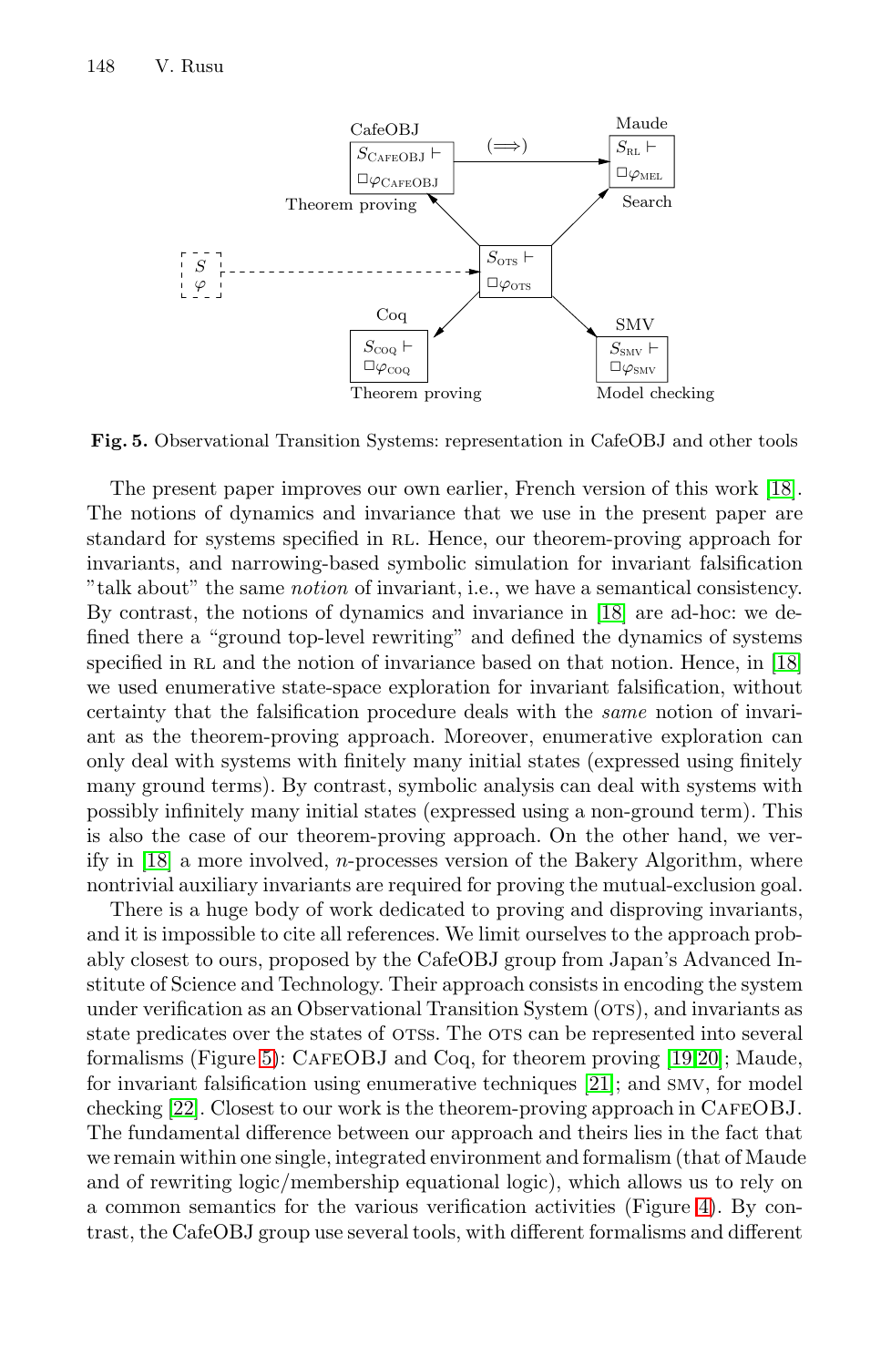CafeOBJ

$S_{\text{CAFEOBJ}} \vdash \Box\varphi_{\text{CAFEOBJ}}$

Theorem proving

$(\Longrightarrow)$

Maude

$S_{\text{RL}} \vdash \Box\varphi_{\text{MEL}}$

Search

$S$, $\varphi$

$S_{\text{OTS}} \vdash \Box\varphi_{\text{OTS}}$

Coq

$S_{\text{COQ}} \vdash \Box\varphi_{\text{COQ}}$

Theorem proving

SMV

$S_{\text{SMV}} \vdash \Box\varphi_{\text{SMV}}$

Model checking

**Fig. 5.** Observational Transition Systems: representation in CafeOBJ and other tools

The present paper improves our own earlier, French version of this work [18]. The notions of dynamics and invariance that we use in the present paper are standard for systems specified in RL. Hence, our theorem-proving approach for invariants, and narrowing-based symbolic simulation for invariant falsification "talk about" the same *notion* of invariant, i.e., we have a semantical consistency. By contrast, the notions of dynamics and invariance in [18] are ad-hoc: we defined there a "ground top-level rewriting" and defined the dynamics of systems specified in RL and the notion of invariance based on that notion. Hence, in [18] we used enumerative state-space exploration for invariant falsification, without certainty that the falsification procedure deals with the *same* notion of invariant as the theorem-proving approach. Moreover, enumerative exploration can only deal with systems with finitely many initial states (expressed using finitely many ground terms). By contrast, symbolic analysis can deal with systems with possibly infinitely many initial states (expressed using a non-ground term). This is also the case of our theorem-proving approach. On the other hand, we verify in [18] a more involved, $n$-processes version of the Bakery Algorithm, where nontrivial auxiliary invariants are required for proving the mutual-exclusion goal.

There is a huge body of work dedicated to proving and disproving invariants, and it is impossible to cite all references. We limit ourselves to the approach probably closest to ours, proposed by the CafeOBJ group from Japan's Advanced Institute of Science and Technology. Their approach consists in encoding the system under verification as an Observational Transition System (OTS), and invariants as state predicates over the states of OTSs. The OTS can be represented into several formalisms (Figure 5): CAFEOBJ and Coq, for theorem proving [19,20]; Maude, for invariant falsification using enumerative techniques [21]; and SMV, for model checking [22]. Closest to our work is the theorem-proving approach in CAFEOBJ. The fundamental difference between our approach and theirs lies in the fact that we remain within one single, integrated environment and formalism (that of Maude and of rewriting logic/membership equational logic), which allows us to rely on a common semantics for the various verification activities (Figure 4). By contrast, the CafeOBJ group use several tools, with different formalisms and different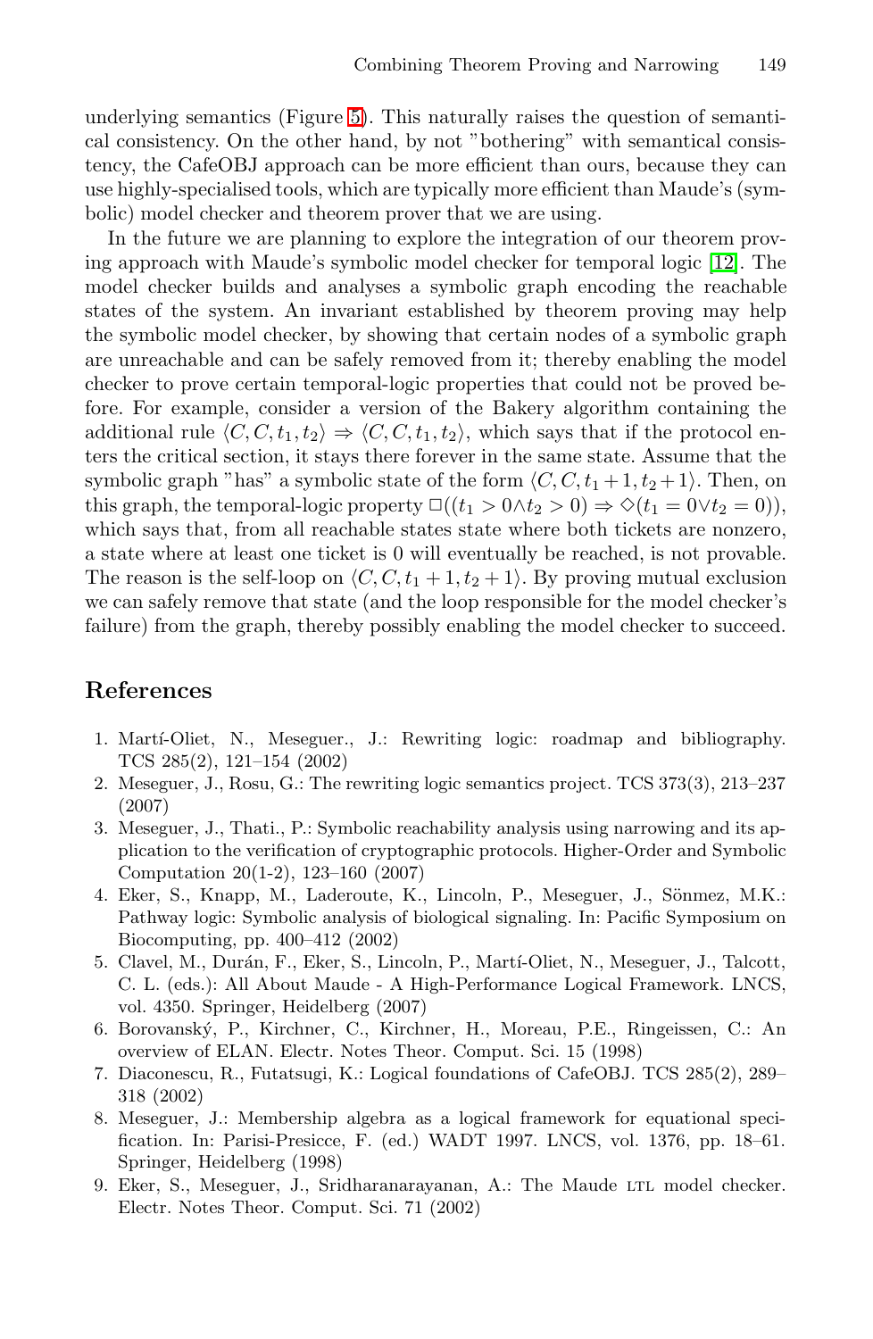underlying semantics (Figure 5). This naturally raises the question of semantical consistency. On the other hand, by not "bothering" with semantical consistency, the CafeOBJ approach can be more efficient than ours, because they can use highly-specialised tools, which are typically more efficient than Maude's (symbolic) model checker and theorem prover that we are using.

In the future we are planning to explore the integration of our theorem proving approach with Maude's symbolic model checker for temporal logic [12]. The model checker builds and analyses a symbolic graph encoding the reachable states of the system. An invariant established by theorem proving may help the symbolic model checker, by showing that certain nodes of a symbolic graph are unreachable and can be safely removed from it; thereby enabling the model checker to prove certain temporal-logic properties that could not be proved before. For example, consider a version of the Bakery algorithm containing the additional rule $\langle C, C, t_1, t_2 \rangle \Rightarrow \langle C, C, t_1, t_2 \rangle$, which says that if the protocol enters the critical section, it stays there forever in the same state. Assume that the symbolic graph "has" a symbolic state of the form $\langle C, C, t_1 + 1, t_2 + 1 \rangle$. Then, on this graph, the temporal-logic property $\Box((t_1 > 0 \wedge t_2 > 0) \Rightarrow \Diamond(t_1 = 0 \vee t_2 = 0))$, which says that, from all reachable states state where both tickets are nonzero, a state where at least one ticket is 0 will eventually be reached, is not provable. The reason is the self-loop on $\langle C, C, t_1 + 1, t_2 + 1 \rangle$. By proving mutual exclusion we can safely remove that state (and the loop responsible for the model checker's failure) from the graph, thereby possibly enabling the model checker to succeed.

## References

1. Martí-Oliet, N., Meseguer., J.: Rewriting logic: roadmap and bibliography. TCS 285(2), 121–154 (2002)
2. Meseguer, J., Rosu, G.: The rewriting logic semantics project. TCS 373(3), 213–237 (2007)
3. Meseguer, J., Thati., P.: Symbolic reachability analysis using narrowing and its application to the verification of cryptographic protocols. Higher-Order and Symbolic Computation 20(1-2), 123–160 (2007)
4. Eker, S., Knapp, M., Laderoute, K., Lincoln, P., Meseguer, J., Sönmez, M.K.: Pathway logic: Symbolic analysis of biological signaling. In: Pacific Symposium on Biocomputing, pp. 400–412 (2002)
5. Clavel, M., Durán, F., Eker, S., Lincoln, P., Martí-Oliet, N., Meseguer, J., Talcott, C. L. (eds.): All About Maude - A High-Performance Logical Framework. LNCS, vol. 4350. Springer, Heidelberg (2007)
6. Borovanský, P., Kirchner, C., Kirchner, H., Moreau, P.E., Ringeissen, C.: An overview of ELAN. Electr. Notes Theor. Comput. Sci. 15 (1998)
7. Diaconescu, R., Futatsugi, K.: Logical foundations of CafeOBJ. TCS 285(2), 289–318 (2002)
8. Meseguer, J.: Membership algebra as a logical framework for equational specification. In: Parisi-Presicce, F. (ed.) WADT 1997. LNCS, vol. 1376, pp. 18–61. Springer, Heidelberg (1998)
9. Eker, S., Meseguer, J., Sridharanarayanan, A.: The Maude LTL model checker. Electr. Notes Theor. Comput. Sci. 71 (2002)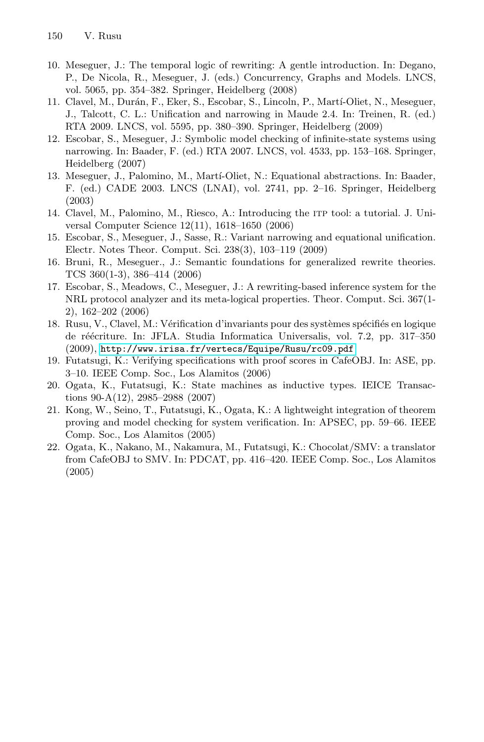10. Meseguer, J.: The temporal logic of rewriting: A gentle introduction. In: Degano, P., De Nicola, R., Meseguer, J. (eds.) Concurrency, Graphs and Models. LNCS, vol. 5065, pp. 354–382. Springer, Heidelberg (2008)
11. Clavel, M., Durán, F., Eker, S., Escobar, S., Lincoln, P., Martí-Oliet, N., Meseguer, J., Talcott, C. L.: Unification and narrowing in Maude 2.4. In: Treinen, R. (ed.) RTA 2009. LNCS, vol. 5595, pp. 380–390. Springer, Heidelberg (2009)
12. Escobar, S., Meseguer, J.: Symbolic model checking of infinite-state systems using narrowing. In: Baader, F. (ed.) RTA 2007. LNCS, vol. 4533, pp. 153–168. Springer, Heidelberg (2007)
13. Meseguer, J., Palomino, M., Martí-Oliet, N.: Equational abstractions. In: Baader, F. (ed.) CADE 2003. LNCS (LNAI), vol. 2741, pp. 2–16. Springer, Heidelberg (2003)
14. Clavel, M., Palomino, M., Riesco, A.: Introducing the ITP tool: a tutorial. J. Universal Computer Science 12(11), 1618–1650 (2006)
15. Escobar, S., Meseguer, J., Sasse, R.: Variant narrowing and equational unification. Electr. Notes Theor. Comput. Sci. 238(3), 103–119 (2009)
16. Bruni, R., Meseguer., J.: Semantic foundations for generalized rewrite theories. TCS 360(1-3), 386–414 (2006)
17. Escobar, S., Meadows, C., Meseguer, J.: A rewriting-based inference system for the NRL protocol analyzer and its meta-logical properties. Theor. Comput. Sci. 367(1-2), 162–202 (2006)
18. Rusu, V., Clavel, M.: Vérification d'invariants pour des systèmes spécifiés en logique de réécriture. In: JFLA. Studia Informatica Universalis, vol. 7.2, pp. 317–350 (2009), http://www.irisa.fr/vertecs/Equipe/Rusu/rc09.pdf
19. Futatsugi, K.: Verifying specifications with proof scores in CafeOBJ. In: ASE, pp. 3–10. IEEE Comp. Soc., Los Alamitos (2006)
20. Ogata, K., Futatsugi, K.: State machines as inductive types. IEICE Transactions 90-A(12), 2985–2988 (2007)
21. Kong, W., Seino, T., Futatsugi, K., Ogata, K.: A lightweight integration of theorem proving and model checking for system verification. In: APSEC, pp. 59–66. IEEE Comp. Soc., Los Alamitos (2005)
22. Ogata, K., Nakano, M., Nakamura, M., Futatsugi, K.: Chocolat/SMV: a translator from CafeOBJ to SMV. In: PDCAT, pp. 416–420. IEEE Comp. Soc., Los Alamitos (2005)